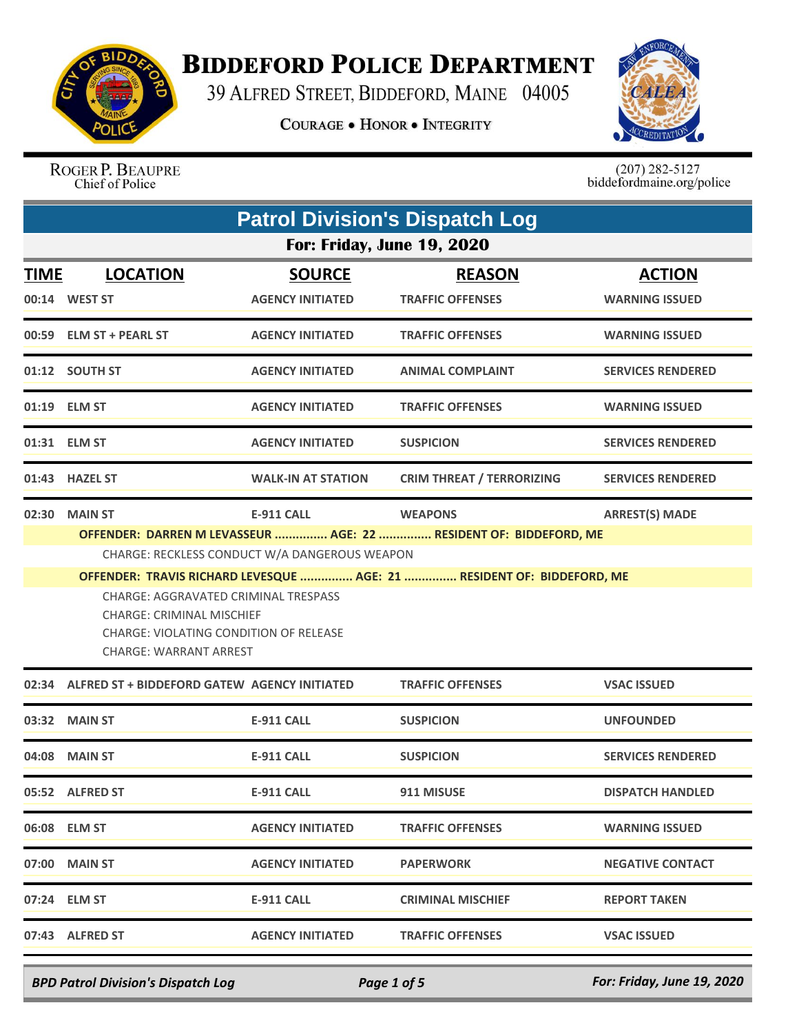# Biddeford Police Department

39 Alfred Street, Biddeford, Maine 04005

Courage • Honor • Integrity

Roger P. Beaupre
Chief of Police

(207) 282-5127
biddefordmaine.org/police

## Patrol Division's Dispatch Log

### For: Friday, June 19, 2020

| TIME | LOCATION | SOURCE | REASON | ACTION |
|---|---|---|---|---|
| 00:14 | WEST ST | AGENCY INITIATED | TRAFFIC OFFENSES | WARNING ISSUED |
| 00:59 | ELM ST + PEARL ST | AGENCY INITIATED | TRAFFIC OFFENSES | WARNING ISSUED |
| 01:12 | SOUTH ST | AGENCY INITIATED | ANIMAL COMPLAINT | SERVICES RENDERED |
| 01:19 | ELM ST | AGENCY INITIATED | TRAFFIC OFFENSES | WARNING ISSUED |
| 01:31 | ELM ST | AGENCY INITIATED | SUSPICION | SERVICES RENDERED |
| 01:43 | HAZEL ST | WALK-IN AT STATION | CRIM THREAT / TERRORIZING | SERVICES RENDERED |
| 02:30 | MAIN ST | E-911 CALL | WEAPONS | ARREST(S) MADE |

**OFFENDER: DARREN M LEVASSEUR ............... AGE: 22 ............... RESIDENT OF: BIDDEFORD, ME**

CHARGE: RECKLESS CONDUCT W/A DANGEROUS WEAPON

**OFFENDER: TRAVIS RICHARD LEVESQUE ............... AGE: 21 ............... RESIDENT OF: BIDDEFORD, ME**

CHARGE: AGGRAVATED CRIMINAL TRESPASS
CHARGE: CRIMINAL MISCHIEF
CHARGE: VIOLATING CONDITION OF RELEASE
CHARGE: WARRANT ARREST

| TIME | LOCATION | SOURCE | REASON | ACTION |
|---|---|---|---|---|
| 02:34 | ALFRED ST + BIDDEFORD GATEW | AGENCY INITIATED | TRAFFIC OFFENSES | VSAC ISSUED |
| 03:32 | MAIN ST | E-911 CALL | SUSPICION | UNFOUNDED |
| 04:08 | MAIN ST | E-911 CALL | SUSPICION | SERVICES RENDERED |
| 05:52 | ALFRED ST | E-911 CALL | 911 MISUSE | DISPATCH HANDLED |
| 06:08 | ELM ST | AGENCY INITIATED | TRAFFIC OFFENSES | WARNING ISSUED |
| 07:00 | MAIN ST | AGENCY INITIATED | PAPERWORK | NEGATIVE CONTACT |
| 07:24 | ELM ST | E-911 CALL | CRIMINAL MISCHIEF | REPORT TAKEN |
| 07:43 | ALFRED ST | AGENCY INITIATED | TRAFFIC OFFENSES | VSAC ISSUED |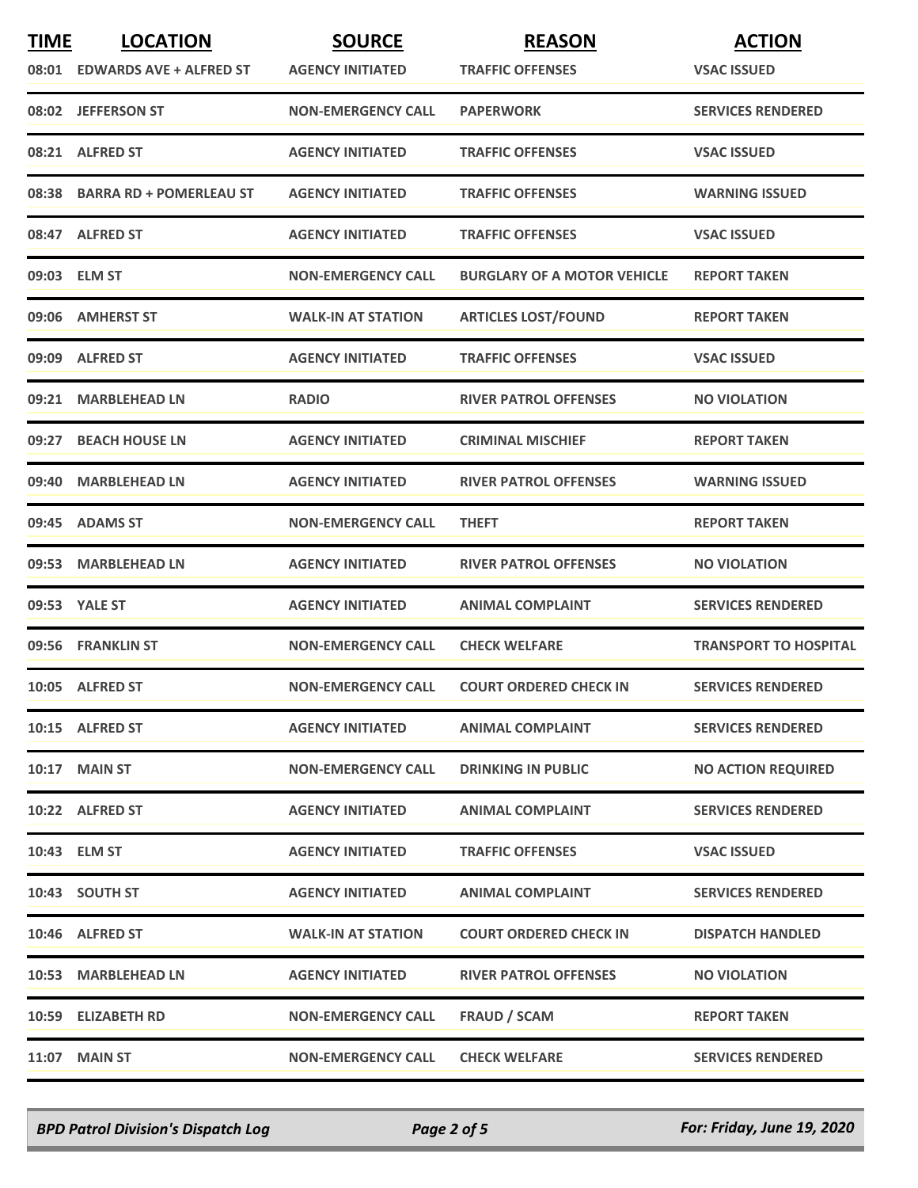| TIME | LOCATION | SOURCE | REASON | ACTION |
|---|---|---|---|---|
| 08:01 | EDWARDS AVE + ALFRED ST | AGENCY INITIATED | TRAFFIC OFFENSES | VSAC ISSUED |
| 08:02 | JEFFERSON ST | NON-EMERGENCY CALL | PAPERWORK | SERVICES RENDERED |
| 08:21 | ALFRED ST | AGENCY INITIATED | TRAFFIC OFFENSES | VSAC ISSUED |
| 08:38 | BARRA RD + POMERLEAU ST | AGENCY INITIATED | TRAFFIC OFFENSES | WARNING ISSUED |
| 08:47 | ALFRED ST | AGENCY INITIATED | TRAFFIC OFFENSES | VSAC ISSUED |
| 09:03 | ELM ST | NON-EMERGENCY CALL | BURGLARY OF A MOTOR VEHICLE | REPORT TAKEN |
| 09:06 | AMHERST ST | WALK-IN AT STATION | ARTICLES LOST/FOUND | REPORT TAKEN |
| 09:09 | ALFRED ST | AGENCY INITIATED | TRAFFIC OFFENSES | VSAC ISSUED |
| 09:21 | MARBLEHEAD LN | RADIO | RIVER PATROL OFFENSES | NO VIOLATION |
| 09:27 | BEACH HOUSE LN | AGENCY INITIATED | CRIMINAL MISCHIEF | REPORT TAKEN |
| 09:40 | MARBLEHEAD LN | AGENCY INITIATED | RIVER PATROL OFFENSES | WARNING ISSUED |
| 09:45 | ADAMS ST | NON-EMERGENCY CALL | THEFT | REPORT TAKEN |
| 09:53 | MARBLEHEAD LN | AGENCY INITIATED | RIVER PATROL OFFENSES | NO VIOLATION |
| 09:53 | YALE ST | AGENCY INITIATED | ANIMAL COMPLAINT | SERVICES RENDERED |
| 09:56 | FRANKLIN ST | NON-EMERGENCY CALL | CHECK WELFARE | TRANSPORT TO HOSPITAL |
| 10:05 | ALFRED ST | NON-EMERGENCY CALL | COURT ORDERED CHECK IN | SERVICES RENDERED |
| 10:15 | ALFRED ST | AGENCY INITIATED | ANIMAL COMPLAINT | SERVICES RENDERED |
| 10:17 | MAIN ST | NON-EMERGENCY CALL | DRINKING IN PUBLIC | NO ACTION REQUIRED |
| 10:22 | ALFRED ST | AGENCY INITIATED | ANIMAL COMPLAINT | SERVICES RENDERED |
| 10:43 | ELM ST | AGENCY INITIATED | TRAFFIC OFFENSES | VSAC ISSUED |
| 10:43 | SOUTH ST | AGENCY INITIATED | ANIMAL COMPLAINT | SERVICES RENDERED |
| 10:46 | ALFRED ST | WALK-IN AT STATION | COURT ORDERED CHECK IN | DISPATCH HANDLED |
| 10:53 | MARBLEHEAD LN | AGENCY INITIATED | RIVER PATROL OFFENSES | NO VIOLATION |
| 10:59 | ELIZABETH RD | NON-EMERGENCY CALL | FRAUD / SCAM | REPORT TAKEN |
| 11:07 | MAIN ST | NON-EMERGENCY CALL | CHECK WELFARE | SERVICES RENDERED |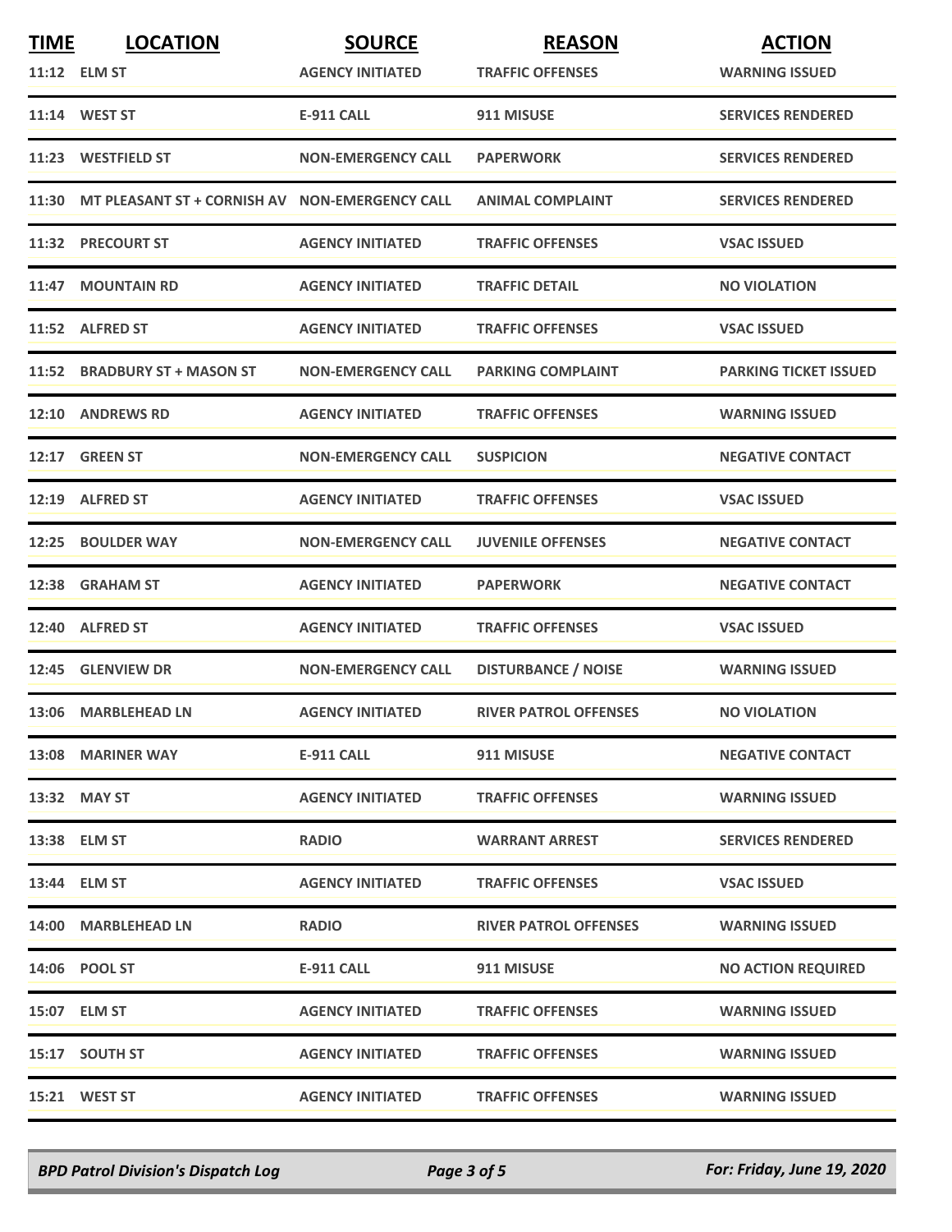| TIME | LOCATION | SOURCE | REASON | ACTION |
|---|---|---|---|---|
| 11:12 | ELM ST | AGENCY INITIATED | TRAFFIC OFFENSES | WARNING ISSUED |
| 11:14 | WEST ST | E-911 CALL | 911 MISUSE | SERVICES RENDERED |
| 11:23 | WESTFIELD ST | NON-EMERGENCY CALL | PAPERWORK | SERVICES RENDERED |
| 11:30 | MT PLEASANT ST + CORNISH AV | NON-EMERGENCY CALL | ANIMAL COMPLAINT | SERVICES RENDERED |
| 11:32 | PRECOURT ST | AGENCY INITIATED | TRAFFIC OFFENSES | VSAC ISSUED |
| 11:47 | MOUNTAIN RD | AGENCY INITIATED | TRAFFIC DETAIL | NO VIOLATION |
| 11:52 | ALFRED ST | AGENCY INITIATED | TRAFFIC OFFENSES | VSAC ISSUED |
| 11:52 | BRADBURY ST + MASON ST | NON-EMERGENCY CALL | PARKING COMPLAINT | PARKING TICKET ISSUED |
| 12:10 | ANDREWS RD | AGENCY INITIATED | TRAFFIC OFFENSES | WARNING ISSUED |
| 12:17 | GREEN ST | NON-EMERGENCY CALL | SUSPICION | NEGATIVE CONTACT |
| 12:19 | ALFRED ST | AGENCY INITIATED | TRAFFIC OFFENSES | VSAC ISSUED |
| 12:25 | BOULDER WAY | NON-EMERGENCY CALL | JUVENILE OFFENSES | NEGATIVE CONTACT |
| 12:38 | GRAHAM ST | AGENCY INITIATED | PAPERWORK | NEGATIVE CONTACT |
| 12:40 | ALFRED ST | AGENCY INITIATED | TRAFFIC OFFENSES | VSAC ISSUED |
| 12:45 | GLENVIEW DR | NON-EMERGENCY CALL | DISTURBANCE / NOISE | WARNING ISSUED |
| 13:06 | MARBLEHEAD LN | AGENCY INITIATED | RIVER PATROL OFFENSES | NO VIOLATION |
| 13:08 | MARINER WAY | E-911 CALL | 911 MISUSE | NEGATIVE CONTACT |
| 13:32 | MAY ST | AGENCY INITIATED | TRAFFIC OFFENSES | WARNING ISSUED |
| 13:38 | ELM ST | RADIO | WARRANT ARREST | SERVICES RENDERED |
| 13:44 | ELM ST | AGENCY INITIATED | TRAFFIC OFFENSES | VSAC ISSUED |
| 14:00 | MARBLEHEAD LN | RADIO | RIVER PATROL OFFENSES | WARNING ISSUED |
| 14:06 | POOL ST | E-911 CALL | 911 MISUSE | NO ACTION REQUIRED |
| 15:07 | ELM ST | AGENCY INITIATED | TRAFFIC OFFENSES | WARNING ISSUED |
| 15:17 | SOUTH ST | AGENCY INITIATED | TRAFFIC OFFENSES | WARNING ISSUED |
| 15:21 | WEST ST | AGENCY INITIATED | TRAFFIC OFFENSES | WARNING ISSUED |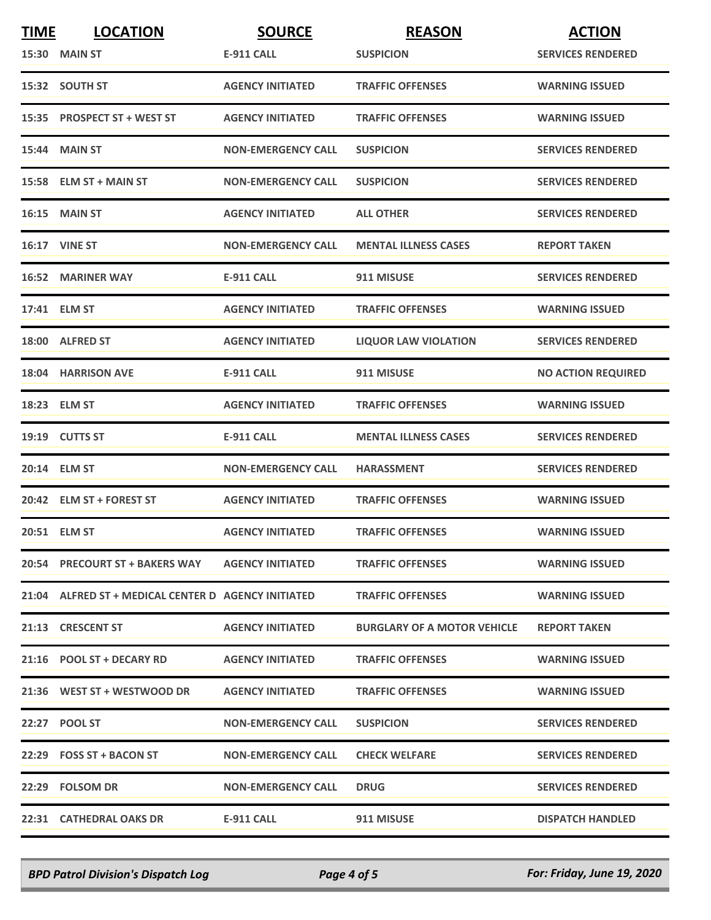| TIME | LOCATION | SOURCE | REASON | ACTION |
|---|---|---|---|---|
| 15:30 | MAIN ST | E-911 CALL | SUSPICION | SERVICES RENDERED |
| 15:32 | SOUTH ST | AGENCY INITIATED | TRAFFIC OFFENSES | WARNING ISSUED |
| 15:35 | PROSPECT ST + WEST ST | AGENCY INITIATED | TRAFFIC OFFENSES | WARNING ISSUED |
| 15:44 | MAIN ST | NON-EMERGENCY CALL | SUSPICION | SERVICES RENDERED |
| 15:58 | ELM ST + MAIN ST | NON-EMERGENCY CALL | SUSPICION | SERVICES RENDERED |
| 16:15 | MAIN ST | AGENCY INITIATED | ALL OTHER | SERVICES RENDERED |
| 16:17 | VINE ST | NON-EMERGENCY CALL | MENTAL ILLNESS CASES | REPORT TAKEN |
| 16:52 | MARINER WAY | E-911 CALL | 911 MISUSE | SERVICES RENDERED |
| 17:41 | ELM ST | AGENCY INITIATED | TRAFFIC OFFENSES | WARNING ISSUED |
| 18:00 | ALFRED ST | AGENCY INITIATED | LIQUOR LAW VIOLATION | SERVICES RENDERED |
| 18:04 | HARRISON AVE | E-911 CALL | 911 MISUSE | NO ACTION REQUIRED |
| 18:23 | ELM ST | AGENCY INITIATED | TRAFFIC OFFENSES | WARNING ISSUED |
| 19:19 | CUTTS ST | E-911 CALL | MENTAL ILLNESS CASES | SERVICES RENDERED |
| 20:14 | ELM ST | NON-EMERGENCY CALL | HARASSMENT | SERVICES RENDERED |
| 20:42 | ELM ST + FOREST ST | AGENCY INITIATED | TRAFFIC OFFENSES | WARNING ISSUED |
| 20:51 | ELM ST | AGENCY INITIATED | TRAFFIC OFFENSES | WARNING ISSUED |
| 20:54 | PRECOURT ST + BAKERS WAY | AGENCY INITIATED | TRAFFIC OFFENSES | WARNING ISSUED |
| 21:04 | ALFRED ST + MEDICAL CENTER D | AGENCY INITIATED | TRAFFIC OFFENSES | WARNING ISSUED |
| 21:13 | CRESCENT ST | AGENCY INITIATED | BURGLARY OF A MOTOR VEHICLE | REPORT TAKEN |
| 21:16 | POOL ST + DECARY RD | AGENCY INITIATED | TRAFFIC OFFENSES | WARNING ISSUED |
| 21:36 | WEST ST + WESTWOOD DR | AGENCY INITIATED | TRAFFIC OFFENSES | WARNING ISSUED |
| 22:27 | POOL ST | NON-EMERGENCY CALL | SUSPICION | SERVICES RENDERED |
| 22:29 | FOSS ST + BACON ST | NON-EMERGENCY CALL | CHECK WELFARE | SERVICES RENDERED |
| 22:29 | FOLSOM DR | NON-EMERGENCY CALL | DRUG | SERVICES RENDERED |
| 22:31 | CATHEDRAL OAKS DR | E-911 CALL | 911 MISUSE | DISPATCH HANDLED |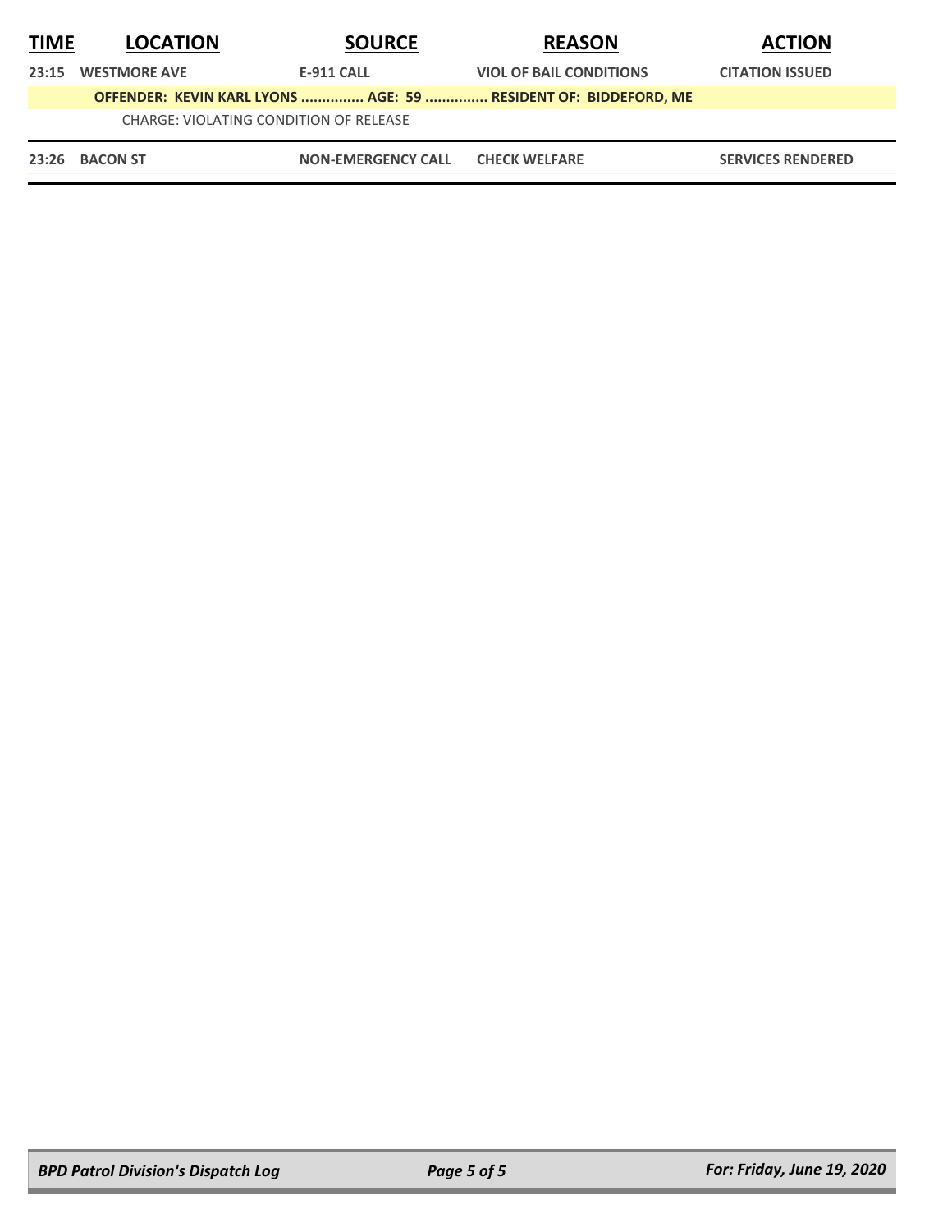| TIME | LOCATION | SOURCE | REASON | ACTION |
| --- | --- | --- | --- | --- |
| 23:15 | WESTMORE AVE | E-911 CALL | VIOL OF BAIL CONDITIONS | CITATION ISSUED |
| | **OFFENDER: KEVIN KARL LYONS ............... AGE: 59 ............... RESIDENT OF: BIDDEFORD, ME** | | | |
| | CHARGE: VIOLATING CONDITION OF RELEASE | | | |
| 23:26 | BACON ST | NON-EMERGENCY CALL | CHECK WELFARE | SERVICES RENDERED |